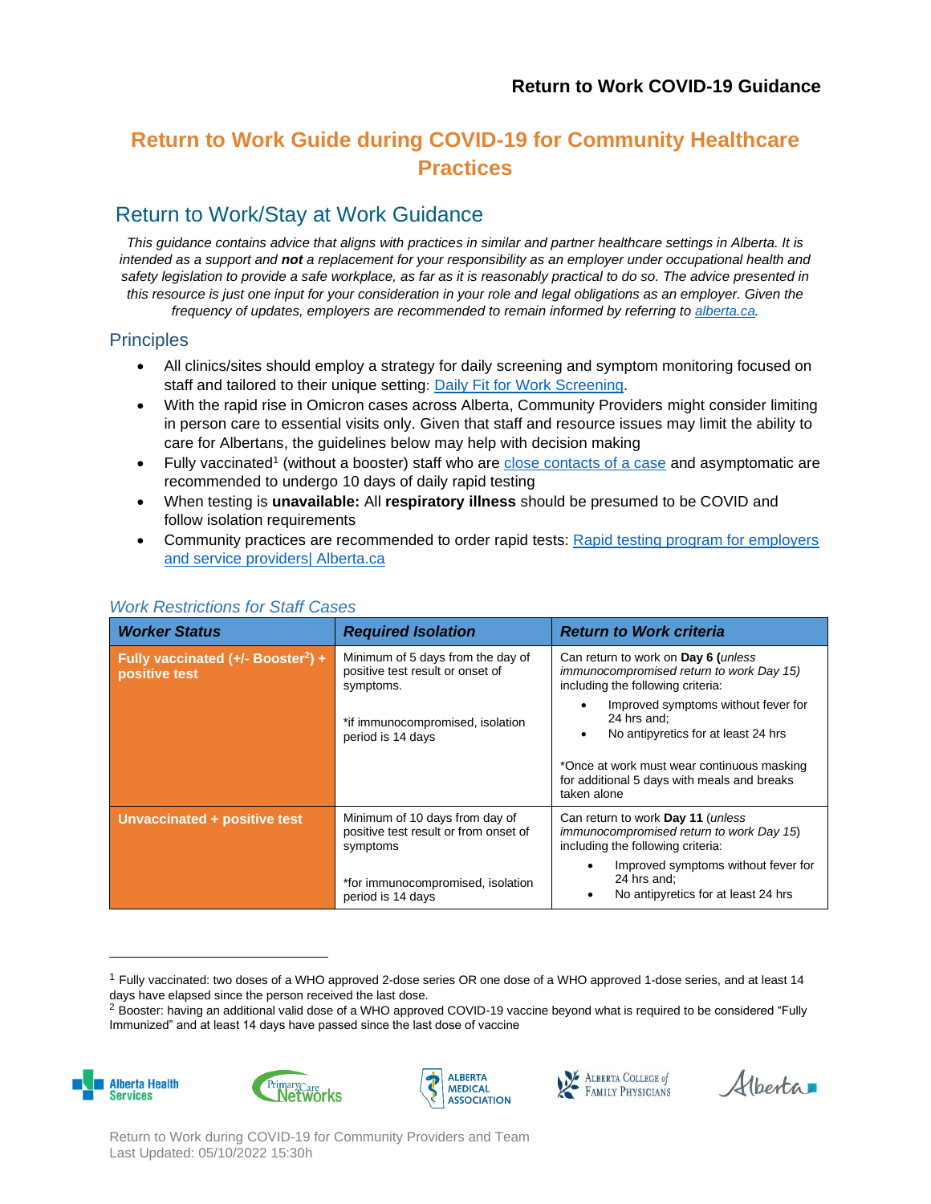**Return to Work COVID-19 Guidance**

# Return to Work Guide during COVID-19 for Community Healthcare Practices

## Return to Work/Stay at Work Guidance

*This guidance contains advice that aligns with practices in similar and partner healthcare settings in Alberta. It is intended as a support and **not** a replacement for your responsibility as an employer under occupational health and safety legislation to provide a safe workplace, as far as it is reasonably practical to do so. The advice presented in this resource is just one input for your consideration in your role and legal obligations as an employer. Given the frequency of updates, employers are recommended to remain informed by referring to [alberta.ca](alberta.ca).*

### Principles

- All clinics/sites should employ a strategy for daily screening and symptom monitoring focused on staff and tailored to their unique setting: [Daily Fit for Work Screening](Daily Fit for Work Screening).
- With the rapid rise in Omicron cases across Alberta, Community Providers might consider limiting in person care to essential visits only. Given that staff and resource issues may limit the ability to care for Albertans, the guidelines below may help with decision making
- Fully vaccinated[1] (without a booster) staff who are [close contacts of a case](close contacts of a case) and asymptomatic are recommended to undergo 10 days of daily rapid testing
- When testing is **unavailable:** All **respiratory illness** should be presumed to be COVID and follow isolation requirements
- Community practices are recommended to order rapid tests: [Rapid testing program for employers and service providers| Alberta.ca](Rapid testing program for employers and service providers| Alberta.ca)

### *Work Restrictions for Staff Cases*

| ***Worker Status*** | ***Required Isolation*** | ***Return to Work criteria*** |
|---|---|---|
| **Fully vaccinated (+/- Booster[2]) + positive test** | Minimum of 5 days from the day of positive test result or onset of symptoms.<br><br>*if immunocompromised, isolation period is 14 days | Can return to work on **Day 6 (***unless immunocompromised return to work Day 15)* including the following criteria:<br>• Improved symptoms without fever for 24 hrs and;<br>• No antipyretics for at least 24 hrs<br><br>*Once at work must wear continuous masking for additional 5 days with meals and breaks taken alone |
| **Unvaccinated + positive test** | Minimum of 10 days from day of positive test result or from onset of symptoms<br><br>*for immunocompromised, isolation period is 14 days | Can return to work **Day 11** (*unless immunocompromised return to work Day 15*) including the following criteria:<br>• Improved symptoms without fever for 24 hrs and;<br>• No antipyretics for at least 24 hrs |

---

[1] Fully vaccinated: two doses of a WHO approved 2-dose series OR one dose of a WHO approved 1-dose series, and at least 14 days have elapsed since the person received the last dose.

[2] Booster: having an additional valid dose of a WHO approved COVID-19 vaccine beyond what is required to be considered "Fully Immunized" and at least 14 days have passed since the last dose of vaccine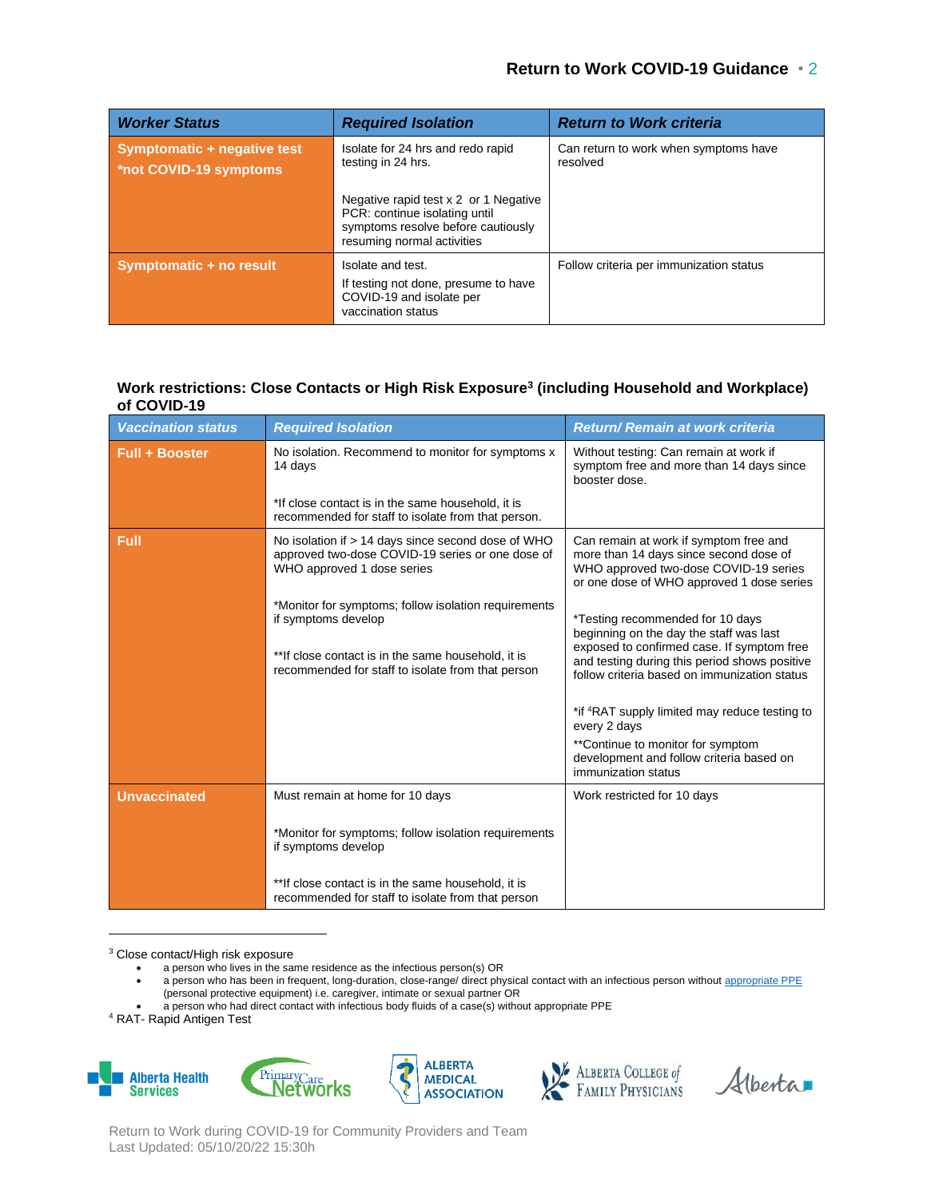| Worker Status | Required Isolation | Return to Work criteria |
|---|---|---|
| **Symptomatic + negative test *not COVID-19 symptoms** | Isolate for 24 hrs and redo rapid testing in 24 hrs.<br><br>Negative rapid test x 2 or 1 Negative PCR: continue isolating until symptoms resolve before cautiously resuming normal activities | Can return to work when symptoms have resolved |
| **Symptomatic + no result** | Isolate and test.<br>If testing not done, presume to have COVID-19 and isolate per vaccination status | Follow criteria per immunization status |

### Work restrictions: Close Contacts or High Risk Exposure[3] (including Household and Workplace) of COVID-19

| Vaccination status | Required Isolation | Return/ Remain at work criteria |
|---|---|---|
| **Full + Booster** | No isolation. Recommend to monitor for symptoms x 14 days<br><br>*If close contact is in the same household, it is recommended for staff to isolate from that person. | Without testing: Can remain at work if symptom free and more than 14 days since booster dose. |
| **Full** | No isolation if > 14 days since second dose of WHO approved two-dose COVID-19 series or one dose of WHO approved 1 dose series<br><br>*Monitor for symptoms; follow isolation requirements if symptoms develop<br><br>**If close contact is in the same household, it is recommended for staff to isolate from that person | Can remain at work if symptom free and more than 14 days since second dose of WHO approved two-dose COVID-19 series or one dose of WHO approved 1 dose series<br><br>*Testing recommended for 10 days beginning on the day the staff was last exposed to confirmed case. If symptom free and testing during this period shows positive follow criteria based on immunization status<br><br>*if [4]RAT supply limited may reduce testing to every 2 days<br>**Continue to monitor for symptom development and follow criteria based on immunization status |
| **Unvaccinated** | Must remain at home for 10 days<br><br>*Monitor for symptoms; follow isolation requirements if symptoms develop<br><br>**If close contact is in the same household, it is recommended for staff to isolate from that person | Work restricted for 10 days |

[3] Close contact/High risk exposure
- a person who lives in the same residence as the infectious person(s) OR
- a person who has been in frequent, long-duration, close-range/ direct physical contact with an infectious person without appropriate PPE (personal protective equipment) i.e. caregiver, intimate or sexual partner OR
- a person who had direct contact with infectious body fluids of a case(s) without appropriate PPE

[4] RAT- Rapid Antigen Test

Alberta Health Services · Primary Care Networks · Alberta Medical Association · Alberta College of Family Physicians · Alberta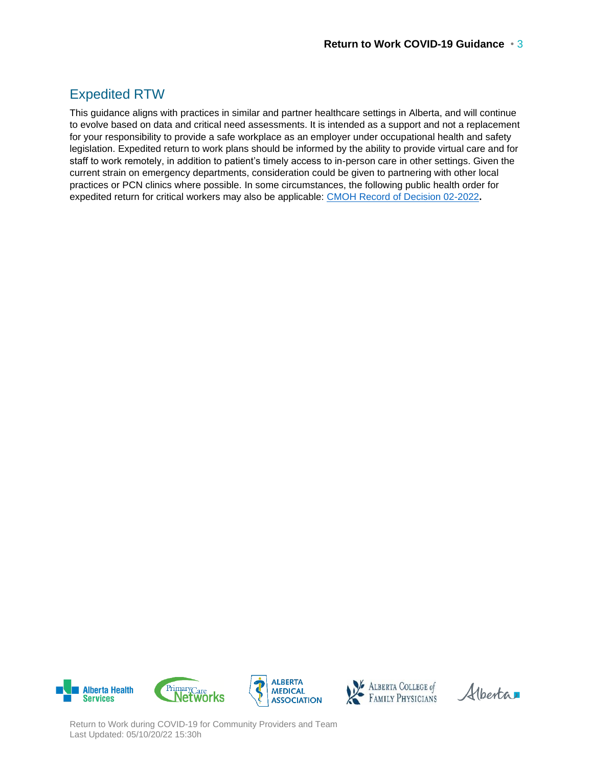## Expedited RTW

This guidance aligns with practices in similar and partner healthcare settings in Alberta, and will continue to evolve based on data and critical need assessments. It is intended as a support and not a replacement for your responsibility to provide a safe workplace as an employer under occupational health and safety legislation. Expedited return to work plans should be informed by the ability to provide virtual care and for staff to work remotely, in addition to patient's timely access to in-person care in other settings. Given the current strain on emergency departments, consideration could be given to partnering with other local practices or PCN clinics where possible. In some circumstances, the following public health order for expedited return for critical workers may also be applicable: [CMOH Record of Decision 02-2022](CMOH Record of Decision 02-2022)**.**